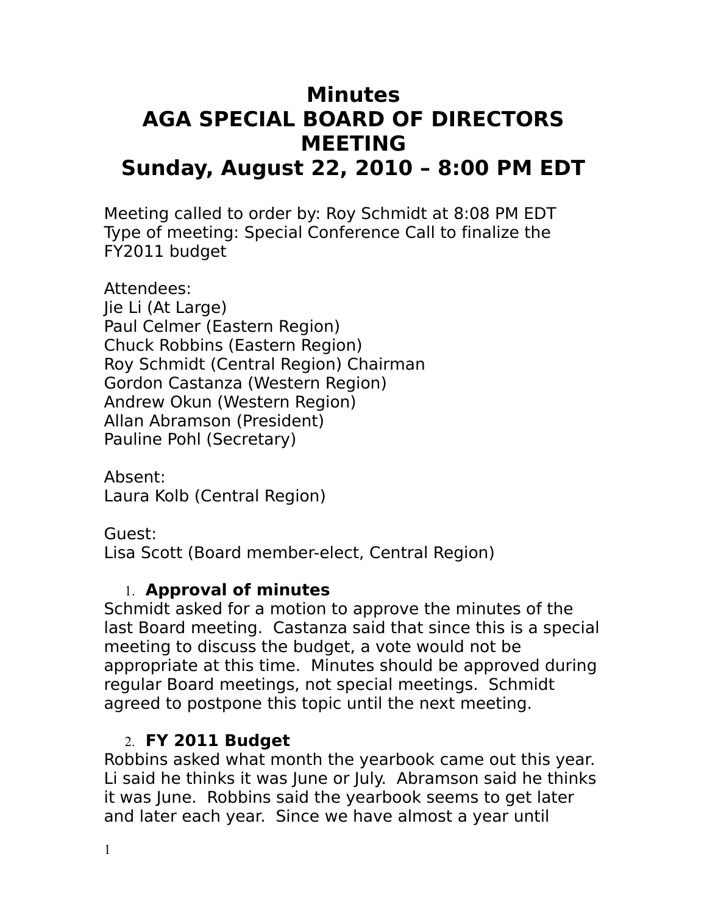# Minutes
# AGA SPECIAL BOARD OF DIRECTORS MEETING
# Sunday, August 22, 2010 – 8:00 PM EDT

Meeting called to order by: Roy Schmidt at 8:08 PM EDT
Type of meeting: Special Conference Call to finalize the FY2011 budget

Attendees:
Jie Li (At Large)
Paul Celmer (Eastern Region)
Chuck Robbins (Eastern Region)
Roy Schmidt (Central Region) Chairman
Gordon Castanza (Western Region)
Andrew Okun (Western Region)
Allan Abramson (President)
Pauline Pohl (Secretary)

Absent:
Laura Kolb (Central Region)

Guest:
Lisa Scott (Board member-elect, Central Region)

1. **Approval of minutes**

Schmidt asked for a motion to approve the minutes of the last Board meeting. Castanza said that since this is a special meeting to discuss the budget, a vote would not be appropriate at this time. Minutes should be approved during regular Board meetings, not special meetings. Schmidt agreed to postpone this topic until the next meeting.

2. **FY 2011 Budget**

Robbins asked what month the yearbook came out this year. Li said he thinks it was June or July. Abramson said he thinks it was June. Robbins said the yearbook seems to get later and later each year. Since we have almost a year until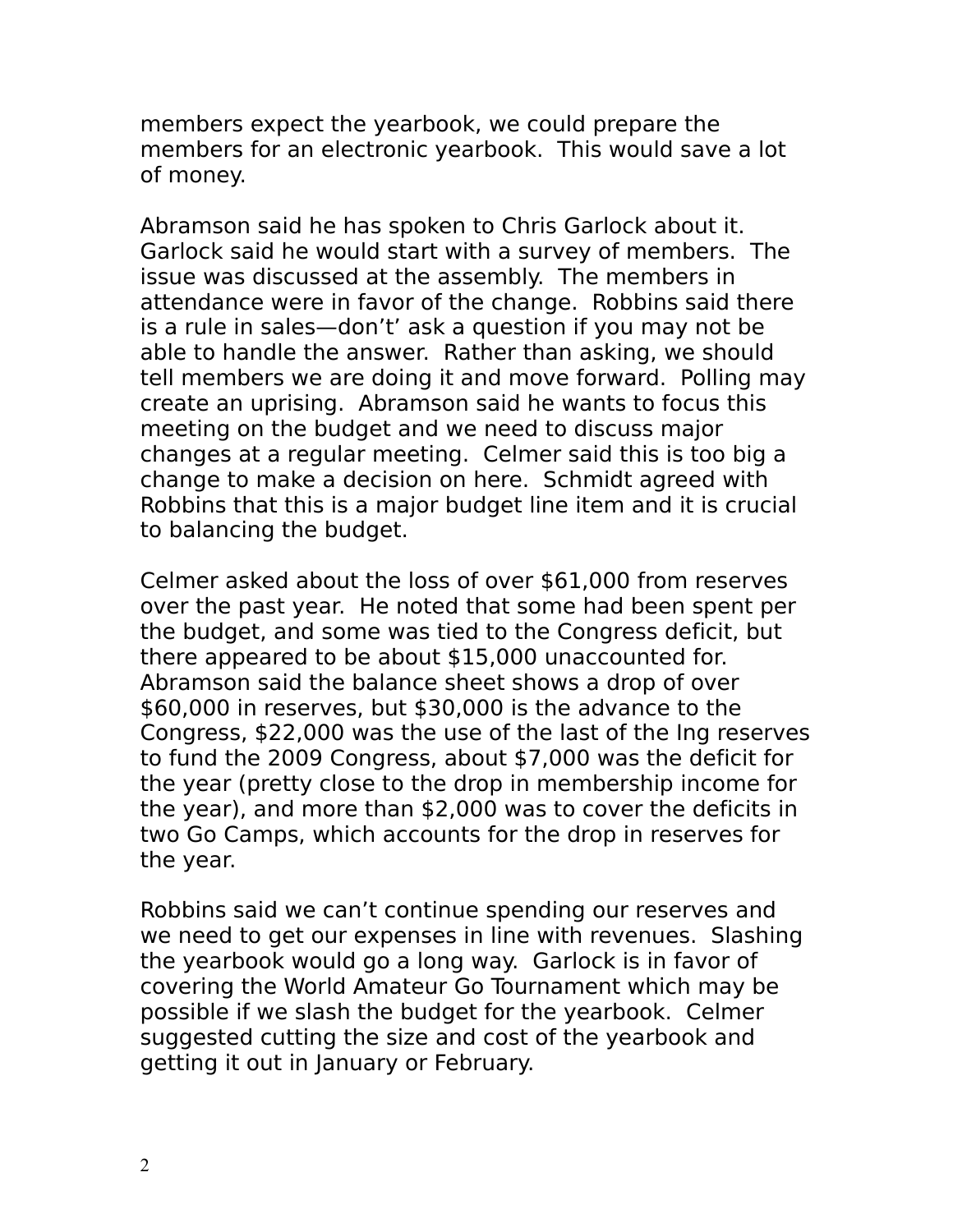members expect the yearbook, we could prepare the members for an electronic yearbook. This would save a lot of money.

Abramson said he has spoken to Chris Garlock about it. Garlock said he would start with a survey of members. The issue was discussed at the assembly. The members in attendance were in favor of the change. Robbins said there is a rule in sales—don't' ask a question if you may not be able to handle the answer. Rather than asking, we should tell members we are doing it and move forward. Polling may create an uprising. Abramson said he wants to focus this meeting on the budget and we need to discuss major changes at a regular meeting. Celmer said this is too big a change to make a decision on here. Schmidt agreed with Robbins that this is a major budget line item and it is crucial to balancing the budget.

Celmer asked about the loss of over $61,000 from reserves over the past year. He noted that some had been spent per the budget, and some was tied to the Congress deficit, but there appeared to be about $15,000 unaccounted for. Abramson said the balance sheet shows a drop of over $60,000 in reserves, but $30,000 is the advance to the Congress, $22,000 was the use of the last of the Ing reserves to fund the 2009 Congress, about $7,000 was the deficit for the year (pretty close to the drop in membership income for the year), and more than $2,000 was to cover the deficits in two Go Camps, which accounts for the drop in reserves for the year.

Robbins said we can't continue spending our reserves and we need to get our expenses in line with revenues. Slashing the yearbook would go a long way. Garlock is in favor of covering the World Amateur Go Tournament which may be possible if we slash the budget for the yearbook. Celmer suggested cutting the size and cost of the yearbook and getting it out in January or February.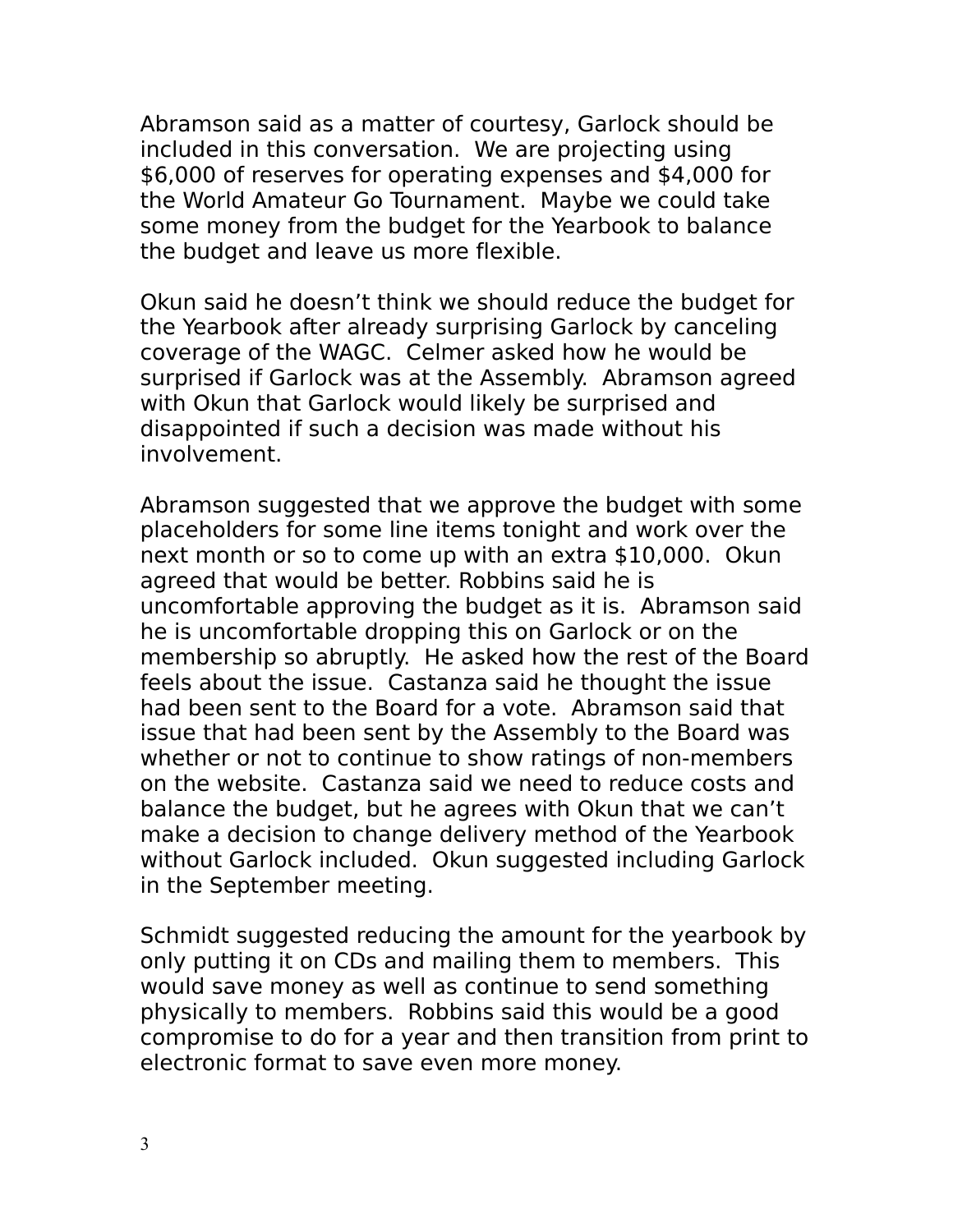Abramson said as a matter of courtesy, Garlock should be included in this conversation.  We are projecting using $6,000 of reserves for operating expenses and $4,000 for the World Amateur Go Tournament.  Maybe we could take some money from the budget for the Yearbook to balance the budget and leave us more flexible.

Okun said he doesn't think we should reduce the budget for the Yearbook after already surprising Garlock by canceling coverage of the WAGC.  Celmer asked how he would be surprised if Garlock was at the Assembly.  Abramson agreed with Okun that Garlock would likely be surprised and disappointed if such a decision was made without his involvement.

Abramson suggested that we approve the budget with some placeholders for some line items tonight and work over the next month or so to come up with an extra $10,000.  Okun agreed that would be better. Robbins said he is uncomfortable approving the budget as it is.  Abramson said he is uncomfortable dropping this on Garlock or on the membership so abruptly.  He asked how the rest of the Board feels about the issue.  Castanza said he thought the issue had been sent to the Board for a vote.  Abramson said that issue that had been sent by the Assembly to the Board was whether or not to continue to show ratings of non-members on the website.  Castanza said we need to reduce costs and balance the budget, but he agrees with Okun that we can't make a decision to change delivery method of the Yearbook without Garlock included.  Okun suggested including Garlock in the September meeting.

Schmidt suggested reducing the amount for the yearbook by only putting it on CDs and mailing them to members.  This would save money as well as continue to send something physically to members.  Robbins said this would be a good compromise to do for a year and then transition from print to electronic format to save even more money.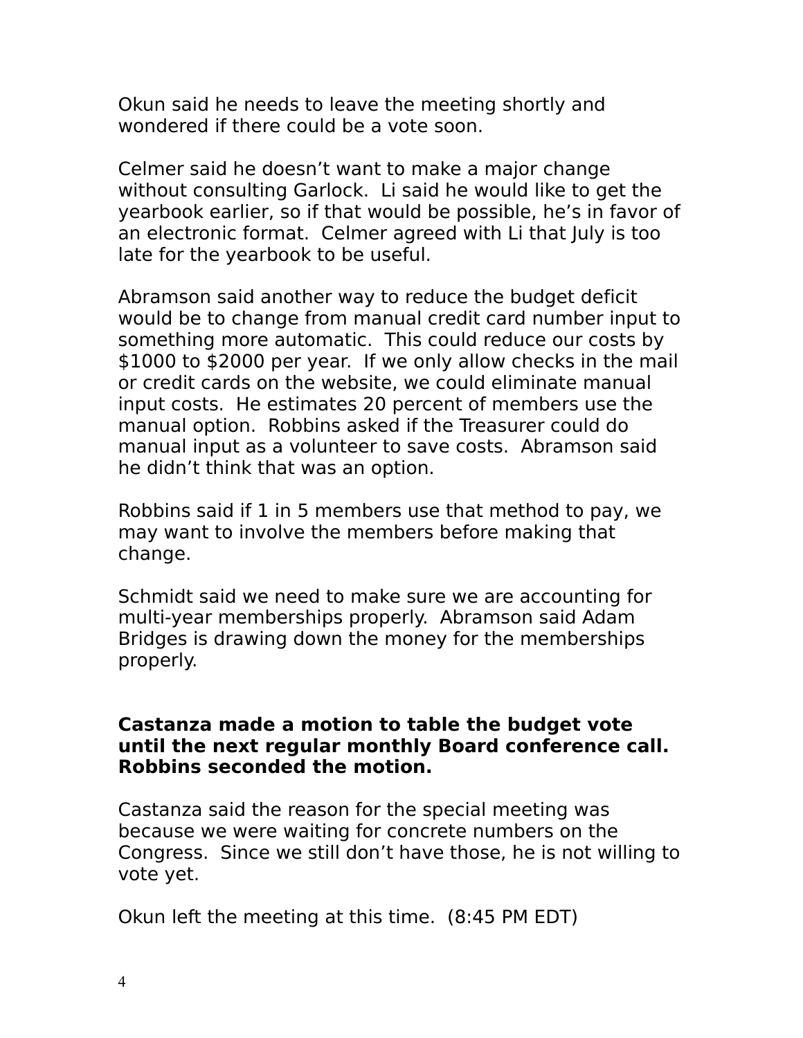Okun said he needs to leave the meeting shortly and wondered if there could be a vote soon.

Celmer said he doesn't want to make a major change without consulting Garlock. Li said he would like to get the yearbook earlier, so if that would be possible, he's in favor of an electronic format. Celmer agreed with Li that July is too late for the yearbook to be useful.

Abramson said another way to reduce the budget deficit would be to change from manual credit card number input to something more automatic. This could reduce our costs by $1000 to $2000 per year. If we only allow checks in the mail or credit cards on the website, we could eliminate manual input costs. He estimates 20 percent of members use the manual option. Robbins asked if the Treasurer could do manual input as a volunteer to save costs. Abramson said he didn't think that was an option.

Robbins said if 1 in 5 members use that method to pay, we may want to involve the members before making that change.

Schmidt said we need to make sure we are accounting for multi-year memberships properly. Abramson said Adam Bridges is drawing down the money for the memberships properly.

**Castanza made a motion to table the budget vote until the next regular monthly Board conference call. Robbins seconded the motion.**

Castanza said the reason for the special meeting was because we were waiting for concrete numbers on the Congress. Since we still don't have those, he is not willing to vote yet.

Okun left the meeting at this time. (8:45 PM EDT)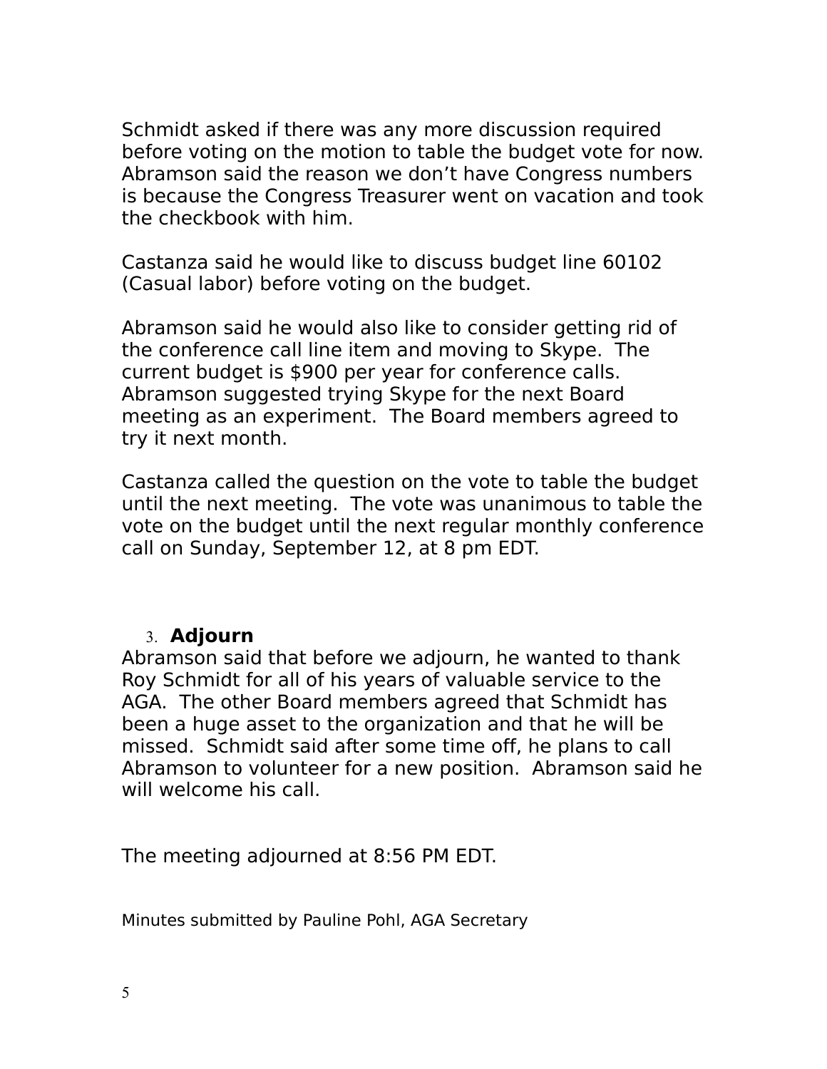Schmidt asked if there was any more discussion required before voting on the motion to table the budget vote for now. Abramson said the reason we don't have Congress numbers is because the Congress Treasurer went on vacation and took the checkbook with him.

Castanza said he would like to discuss budget line 60102 (Casual labor) before voting on the budget.

Abramson said he would also like to consider getting rid of the conference call line item and moving to Skype. The current budget is $900 per year for conference calls. Abramson suggested trying Skype for the next Board meeting as an experiment. The Board members agreed to try it next month.

Castanza called the question on the vote to table the budget until the next meeting. The vote was unanimous to table the vote on the budget until the next regular monthly conference call on Sunday, September 12, at 8 pm EDT.

3. **Adjourn**

Abramson said that before we adjourn, he wanted to thank Roy Schmidt for all of his years of valuable service to the AGA. The other Board members agreed that Schmidt has been a huge asset to the organization and that he will be missed. Schmidt said after some time off, he plans to call Abramson to volunteer for a new position. Abramson said he will welcome his call.

The meeting adjourned at 8:56 PM EDT.

Minutes submitted by Pauline Pohl, AGA Secretary